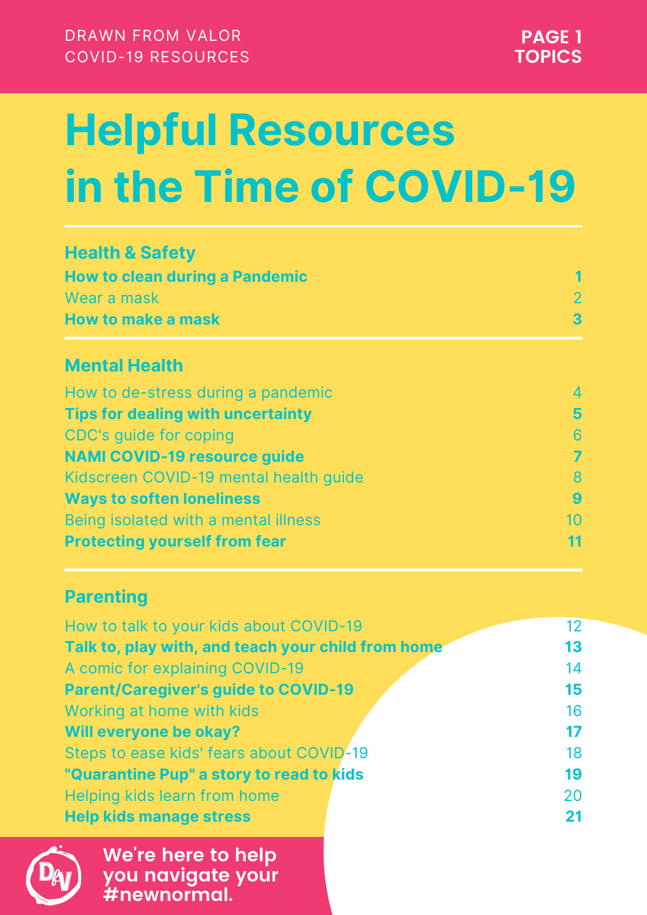DRAWN FROM VALOR
COVID-19 RESOURCES

**PAGE 1**
**TOPICS**

# Helpful Resources in the Time of COVID-19

## Health & Safety

| | |
|---|---|
| **How to clean during a Pandemic** | **1** |
| Wear a mask | 2 |
| **How to make a mask** | **3** |

## Mental Health

| | |
|---|---|
| How to de-stress during a pandemic | 4 |
| **Tips for dealing with uncertainty** | **5** |
| CDC's guide for coping | 6 |
| **NAMI COVID-19 resource guide** | **7** |
| Kidscreen COVID-19 mental health guide | 8 |
| **Ways to soften loneliness** | **9** |
| Being isolated with a mental illness | 10 |
| **Protecting yourself from fear** | **11** |

## Parenting

| | |
|---|---|
| How to talk to your kids about COVID-19 | 12 |
| **Talk to, play with, and teach your child from home** | **13** |
| A comic for explaining COVID-19 | 14 |
| **Parent/Caregiver's guide to COVID-19** | **15** |
| Working at home with kids | 16 |
| **Will everyone be okay?** | **17** |
| Steps to ease kids' fears about COVID-19 | 18 |
| **"Quarantine Pup" a story to read to kids** | **19** |
| Helping kids learn from home | 20 |
| **Help kids manage stress** | **21** |

**We're here to help you navigate your #newnormal.**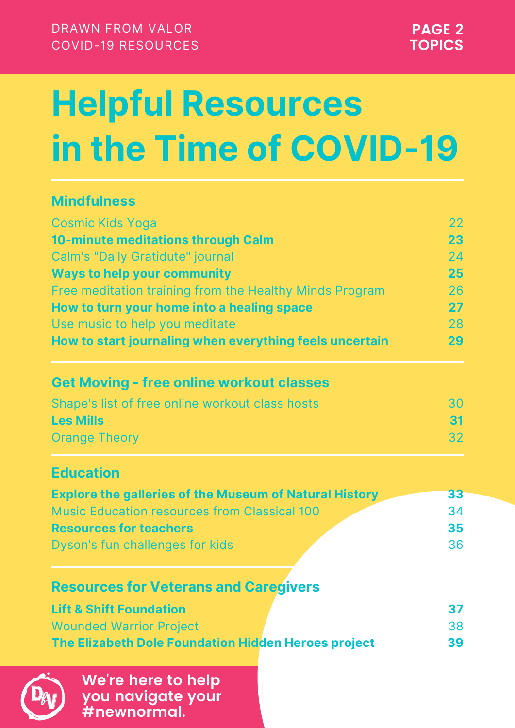DRAWN FROM VALOR
COVID-19 RESOURCES

**PAGE 2 TOPICS**

# Helpful Resources in the Time of COVID-19

## Mindfulness

| | |
|---|---|
| Cosmic Kids Yoga | 22 |
| **10-minute meditations through Calm** | **23** |
| Calm's "Daily Gratidute" journal | 24 |
| **Ways to help your community** | **25** |
| Free meditation training from the Healthy Minds Program | 26 |
| **How to turn your home into a healing space** | **27** |
| Use music to help you meditate | 28 |
| **How to start journaling when everything feels uncertain** | **29** |

## Get Moving - free online workout classes

| | |
|---|---|
| Shape's list of free online workout class hosts | 30 |
| **Les Mills** | **31** |
| Orange Theory | 32 |

## Education

| | |
|---|---|
| **Explore the galleries of the Museum of Natural History** | **33** |
| Music Education resources from Classical 100 | 34 |
| **Resources for teachers** | **35** |
| Dyson's fun challenges for kids | 36 |

## Resources for Veterans and Caregivers

| | |
|---|---|
| **Lift & Shift Foundation** | **37** |
| Wounded Warrior Project | 38 |
| **The Elizabeth Dole Foundation Hidden Heroes project** | **39** |

**We're here to help you navigate your #newnormal.**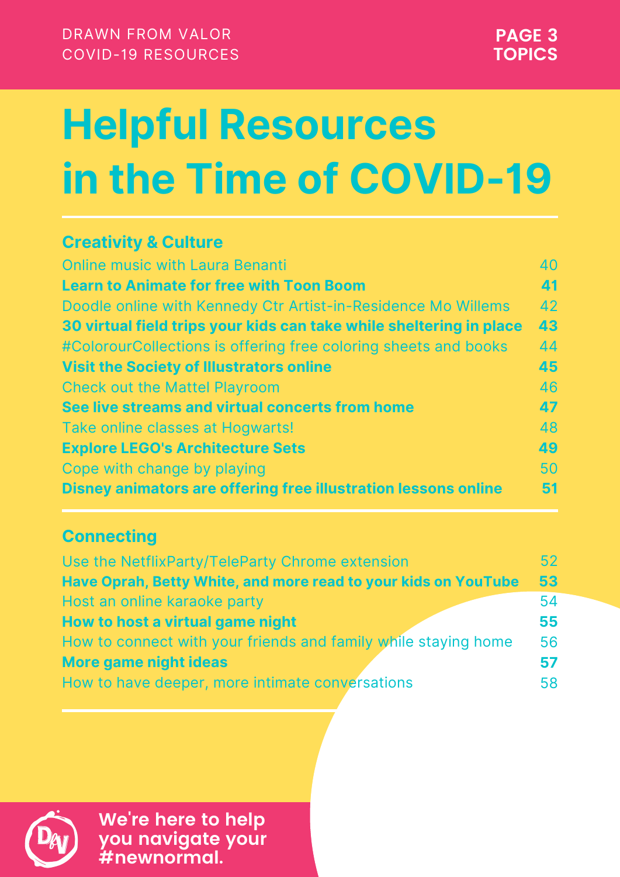# Helpful Resources in the Time of COVID-19

## Creativity & Culture

| | |
|---|---|
| Online music with Laura Benanti | 40 |
| **Learn to Animate for free with Toon Boom** | **41** |
| Doodle online with Kennedy Ctr Artist-in-Residence Mo Willems | 42 |
| **30 virtual field trips your kids can take while sheltering in place** | **43** |
| #ColourCollections is offering free coloring sheets and books | 44 |
| **Visit the Society of Illustrators online** | **45** |
| Check out the Mattel Playroom | 46 |
| **See live streams and virtual concerts from home** | **47** |
| Take online classes at Hogwarts! | 48 |
| **Explore LEGO's Architecture Sets** | **49** |
| Cope with change by playing | 50 |
| **Disney animators are offering free illustration lessons online** | **51** |

## Connecting

| | |
|---|---|
| Use the NetflixParty/TeleParty Chrome extension | 52 |
| **Have Oprah, Betty White, and more read to your kids on YouTube** | **53** |
| Host an online karaoke party | 54 |
| **How to host a virtual game night** | **55** |
| How to connect with your friends and family while staying home | 56 |
| **More game night ideas** | **57** |
| How to have deeper, more intimate conversations | 58 |

**We're here to help you navigate your #newnormal.**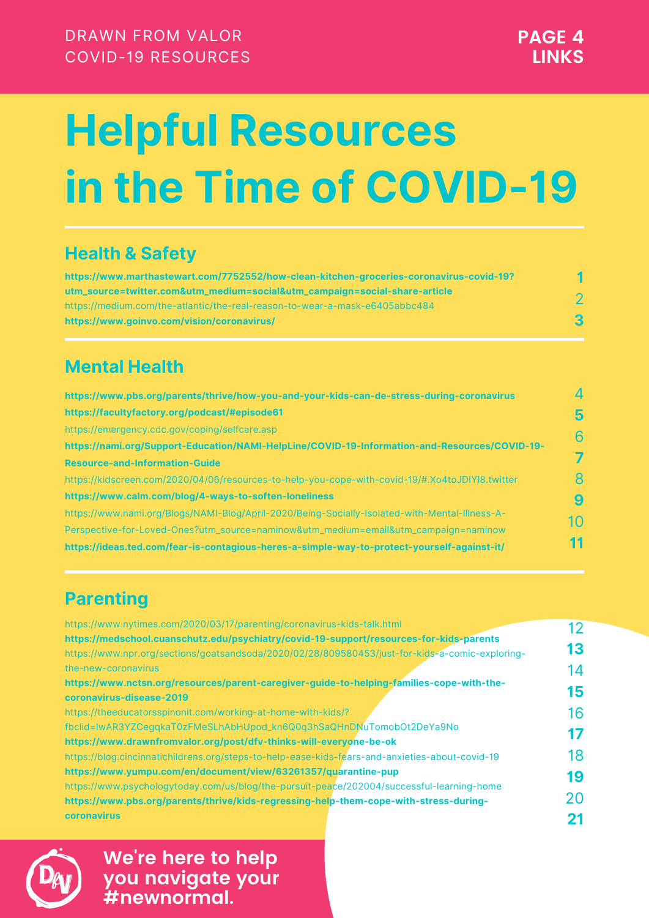DRAWN FROM VALOR
COVID-19 RESOURCES

**PAGE 4**
**LINKS**

# Helpful Resources in the Time of COVID-19

## Health & Safety

1. **https://www.marthastewart.com/7752552/how-clean-kitchen-groceries-coronavirus-covid-19?utm_source=twitter.com&utm_medium=social&utm_campaign=social-share-article**
2. https://medium.com/the-atlantic/the-real-reason-to-wear-a-mask-e6405abbc484
3. **https://www.goinvo.com/vision/coronavirus/**

## Mental Health

4. **https://www.pbs.org/parents/thrive/how-you-and-your-kids-can-de-stress-during-coronavirus**
5. **https://facultyfactory.org/podcast/#episode61**
6. https://emergency.cdc.gov/coping/selfcare.asp
7. **https://nami.org/Support-Education/NAMI-HelpLine/COVID-19-Information-and-Resources/COVID-19-Resource-and-Information-Guide**
8. https://kidscreen.com/2020/04/06/resources-to-help-you-cope-with-covid-19/#.Xo4toJDIYI8.twitter
9. **https://www.calm.com/blog/4-ways-to-soften-loneliness**
10. https://www.nami.org/Blogs/NAMI-Blog/April-2020/Being-Socially-Isolated-with-Mental-Illness-A-Perspective-for-Loved-Ones?utm_source=naminow&utm_medium=email&utm_campaign=naminow
11. **https://ideas.ted.com/fear-is-contagious-heres-a-simple-way-to-protect-yourself-against-it/**

## Parenting

12. https://www.nytimes.com/2020/03/17/parenting/coronavirus-kids-talk.html
13. **https://medschool.cuanschutz.edu/psychiatry/covid-19-support/resources-for-kids-parents**
14. https://www.npr.org/sections/goatsandsoda/2020/02/28/809580453/just-for-kids-a-comic-exploring-the-new-coronavirus
15. **https://www.nctsn.org/resources/parent-caregiver-guide-to-helping-families-cope-with-the-coronavirus-disease-2019**
16. https://theeducatorsspinonit.com/working-at-home-with-kids/?fbclid=IwAR3YZCegqkaT0zFMeSLhAbHUpod_kn6Q0q3hSaQHnDNuTomobOt2DeYa9No
17. **https://www.drawnfromvalor.org/post/dfv-thinks-will-everyone-be-ok**
18. https://blog.cincinnatichildrens.org/steps-to-help-ease-kids-fears-and-anxieties-about-covid-19
19. **https://www.yumpu.com/en/document/view/63261357/quarantine-pup**
20. https://www.psychologytoday.com/us/blog/the-pursuit-peace/202004/successful-learning-home
21. **https://www.pbs.org/parents/thrive/kids-regressing-help-them-cope-with-stress-during-coronavirus**

**We're here to help you navigate your #newnormal.**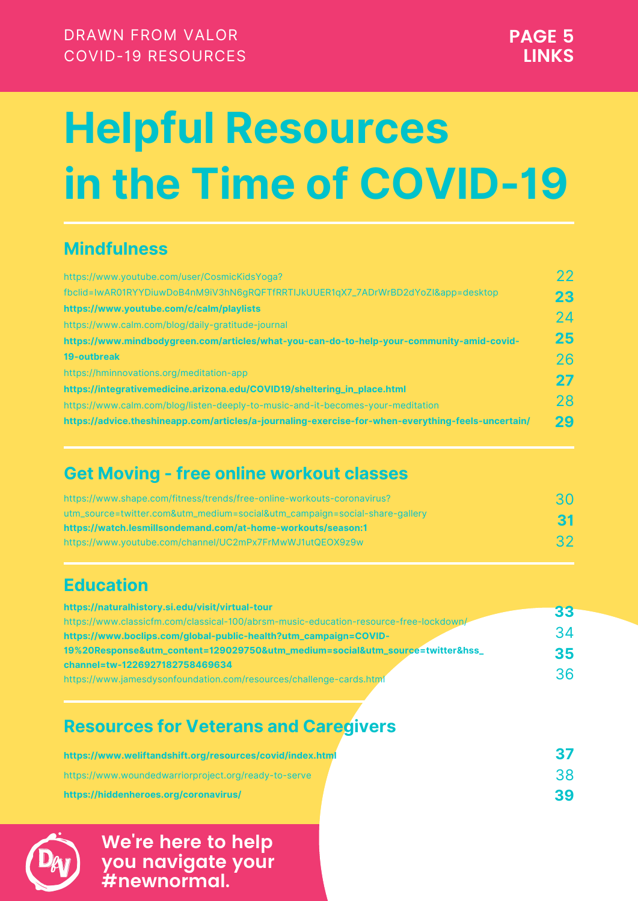# Helpful Resources in the Time of COVID-19

## Mindfulness

- https://www.youtube.com/user/CosmicKidsYoga?fbclid=IwAR01RYYDiuwDoB4nM9iV3hN6gRQFTfRRTIJkUUER1qX7_7ADrWrBD2dYoZI&app=desktop — 22
- **https://www.youtube.com/c/calm/playlists** — 23
- https://www.calm.com/blog/daily-gratitude-journal — 24
- **https://www.mindbodygreen.com/articles/what-you-can-do-to-help-your-community-amid-covid-19-outbreak** — 25
- https://hminnovations.org/meditation-app — 26
- **https://integrativemedicine.arizona.edu/COVID19/sheltering_in_place.html** — 27
- https://www.calm.com/blog/listen-deeply-to-music-and-it-becomes-your-meditation — 28
- **https://advice.theshineapp.com/articles/a-journaling-exercise-for-when-everything-feels-uncertain/** — 29

## Get Moving - free online workout classes

- https://www.shape.com/fitness/trends/free-online-workouts-coronavirus?utm_source=twitter.com&utm_medium=social&utm_campaign=social-share-gallery — 30
- **https://watch.lesmillsondemand.com/at-home-workouts/season:1** — 31
- https://www.youtube.com/channel/UC2mPx7FrMwWJ1utQEOX9z9w — 32

## Education

- **https://naturalhistory.si.edu/visit/virtual-tour** — 33
- https://www.classicfm.com/classical-100/abrsm-music-education-resource-free-lockdown/ — 34
- **https://www.boclips.com/global-public-health?utm_campaign=COVID-19%20Response&utm_content=129029750&utm_medium=social&utm_source=twitter&hss_channel=tw-1226927182758469634** — 35
- https://www.jamesdysonfoundation.com/resources/challenge-cards.html — 36

## Resources for Veterans and Caregivers

- **https://www.weliftandshift.org/resources/covid/index.html** — 37
- https://www.woundedwarriorproject.org/ready-to-serve — 38
- **https://hiddenheroes.org/coronavirus/** — 39

**We're here to help you navigate your #newnormal.**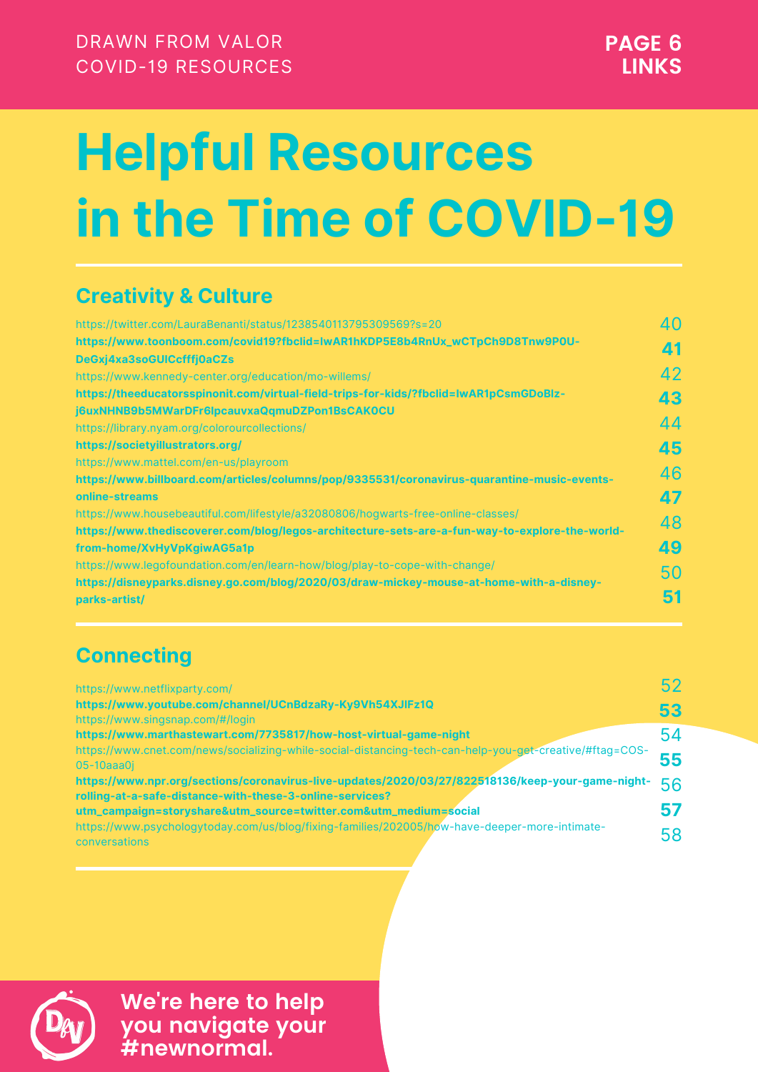DRAWN FROM VALOR
COVID-19 RESOURCES

**PAGE 6**
**LINKS**

# Helpful Resources in the Time of COVID-19

## Creativity & Culture

- https://twitter.com/LauraBenanti/status/1238540113795309569?s=20 — 40
- **https://www.toonboom.com/covid19?fbclid=IwAR1hKDP5E8b4RnUx_wCTpCh9D8Tnw9P0U-DeGxj4xa3soGUlCcfffj0aCZs** — **41**
- https://www.kennedy-center.org/education/mo-willems/ — 42
- **https://theeducatorsspinonit.com/virtual-field-trips-for-kids/?fbclid=IwAR1pCsmGDoBlz-j6uxNHNB9b5MWarDFr6lpcauvxaQqmuDZPon1BsCAK0CU** — **43**
- https://library.nyam.org/colorourcollections/ — 44
- **https://societyillustrators.org/** — **45**
- https://www.mattel.com/en-us/playroom — 46
- **https://www.billboard.com/articles/columns/pop/9335531/coronavirus-quarantine-music-events-online-streams** — **47**
- https://www.housebeautiful.com/lifestyle/a32080806/hogwarts-free-online-classes/ — 48
- **https://www.thediscoverer.com/blog/legos-architecture-sets-are-a-fun-way-to-explore-the-world-from-home/XvHyVpKgiwAG5a1p** — **49**
- https://www.legofoundation.com/en/learn-how/blog/play-to-cope-with-change/ — 50
- **https://disneyparks.disney.go.com/blog/2020/03/draw-mickey-mouse-at-home-with-a-disney-parks-artist/** — **51**

## Connecting

- https://www.netflixparty.com/ — 52
- **https://www.youtube.com/channel/UCnBdzaRy-Ky9Vh54XJlFz1Q** — **53**
- https://www.singsnap.com/#/login — 54
- **https://www.marthastewart.com/7735817/how-host-virtual-game-night** — **55**
- https://www.cnet.com/news/socializing-while-social-distancing-tech-can-help-you-get-creative/#ftag=COS-05-10aaa0j — 56
- **https://www.npr.org/sections/coronavirus-live-updates/2020/03/27/822518136/keep-your-game-night-rolling-at-a-safe-distance-with-these-3-online-services?utm_campaign=storyshare&utm_source=twitter.com&utm_medium=social** — **57**
- https://www.psychologytoday.com/us/blog/fixing-families/202005/how-have-deeper-more-intimate-conversations — 58

**We're here to help you navigate your #newnormal.**